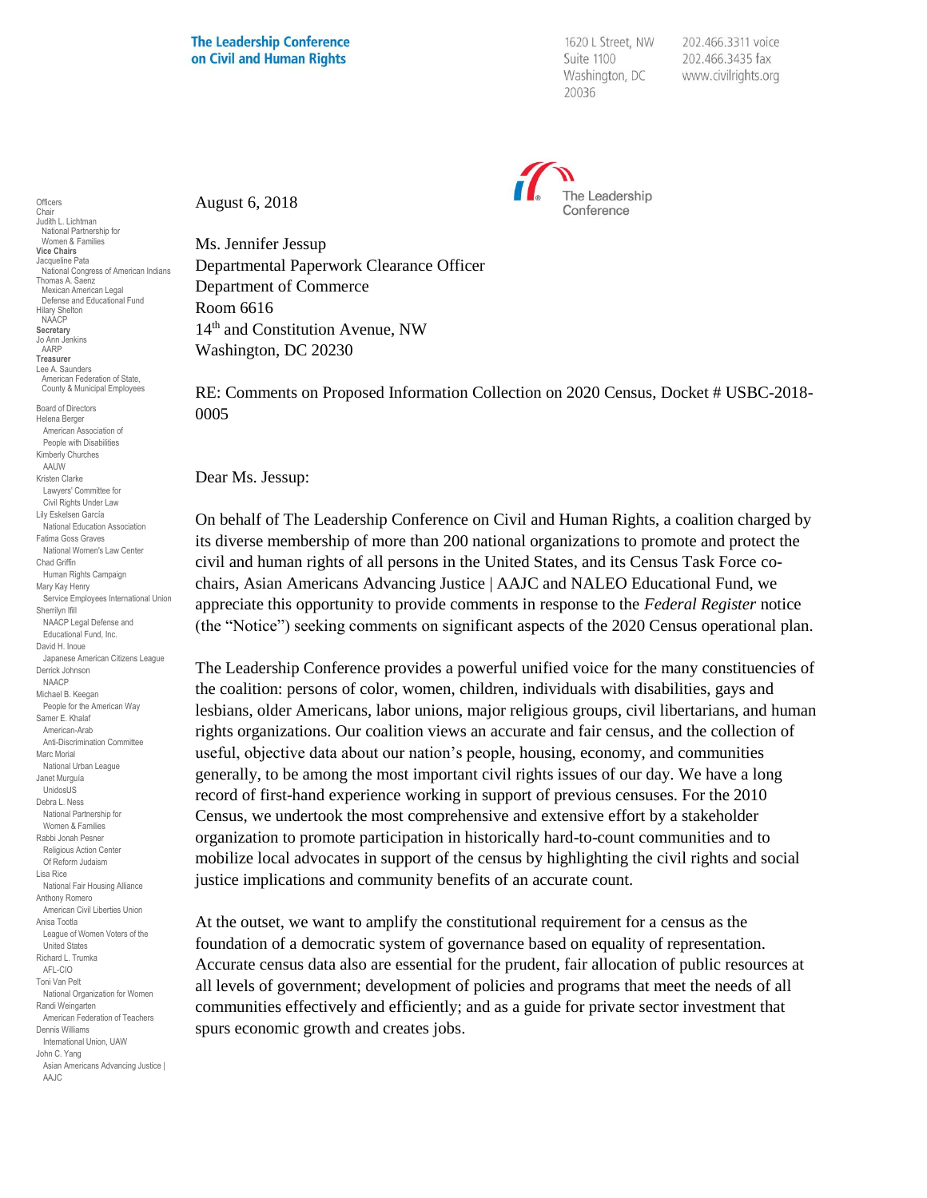**The Leadership Conference on Civil and Human Rights**

1620 L Street, NW
Suite 1100
Washington, DC
20036

202.466.3311 voice
202.466.3435 fax
www.civilrights.org

The Leadership Conference

Officers
Chair
Judith L. Lichtman
National Partnership for Women & Families
**Vice Chairs**
Jacqueline Pata
National Congress of American Indians
Thomas A. Saenz
Mexican American Legal Defense and Educational Fund
Hilary Shelton
NAACP
**Secretary**
Jo Ann Jenkins
AARP
**Treasurer**
Lee A. Saunders
American Federation of State, County & Municipal Employees

Board of Directors
Helena Berger
American Association of People with Disabilities
Kimberly Churches
AAUW
Kristen Clarke
Lawyers' Committee for Civil Rights Under Law
Lily Eskelsen García
National Education Association
Fatima Goss Graves
National Women's Law Center
Chad Griffin
Human Rights Campaign
Mary Kay Henry
Service Employees International Union
Sherrilyn Ifill
NAACP Legal Defense and Educational Fund, Inc.
David H. Inoue
Japanese American Citizens League
Derrick Johnson
NAACP
Michael B. Keegan
People for the American Way
Samer E. Khalaf
American-Arab Anti-Discrimination Committee
Marc Morial
National Urban League
Janet Murguía
UnidosUS
Debra L. Ness
National Partnership for Women & Families
Rabbi Jonah Pesner
Religious Action Center Of Reform Judaism
Lisa Rice
National Fair Housing Alliance
Anthony Romero
American Civil Liberties Union
Anisa Tootla
League of Women Voters of the United States
Richard L. Trumka
AFL-CIO
Toni Van Pelt
National Organization for Women
Randi Weingarten
American Federation of Teachers
Dennis Williams
International Union, UAW
John C. Yang
Asian Americans Advancing Justice | AAJC

August 6, 2018

Ms. Jennifer Jessup
Departmental Paperwork Clearance Officer
Department of Commerce
Room 6616
14th and Constitution Avenue, NW
Washington, DC 20230

RE: Comments on Proposed Information Collection on 2020 Census, Docket # USBC-2018-0005

Dear Ms. Jessup:

On behalf of The Leadership Conference on Civil and Human Rights, a coalition charged by its diverse membership of more than 200 national organizations to promote and protect the civil and human rights of all persons in the United States, and its Census Task Force co-chairs, Asian Americans Advancing Justice | AAJC and NALEO Educational Fund, we appreciate this opportunity to provide comments in response to the *Federal Register* notice (the "Notice") seeking comments on significant aspects of the 2020 Census operational plan.

The Leadership Conference provides a powerful unified voice for the many constituencies of the coalition: persons of color, women, children, individuals with disabilities, gays and lesbians, older Americans, labor unions, major religious groups, civil libertarians, and human rights organizations. Our coalition views an accurate and fair census, and the collection of useful, objective data about our nation's people, housing, economy, and communities generally, to be among the most important civil rights issues of our day. We have a long record of first-hand experience working in support of previous censuses. For the 2010 Census, we undertook the most comprehensive and extensive effort by a stakeholder organization to promote participation in historically hard-to-count communities and to mobilize local advocates in support of the census by highlighting the civil rights and social justice implications and community benefits of an accurate count.

At the outset, we want to amplify the constitutional requirement for a census as the foundation of a democratic system of governance based on equality of representation. Accurate census data also are essential for the prudent, fair allocation of public resources at all levels of government; development of policies and programs that meet the needs of all communities effectively and efficiently; and as a guide for private sector investment that spurs economic growth and creates jobs.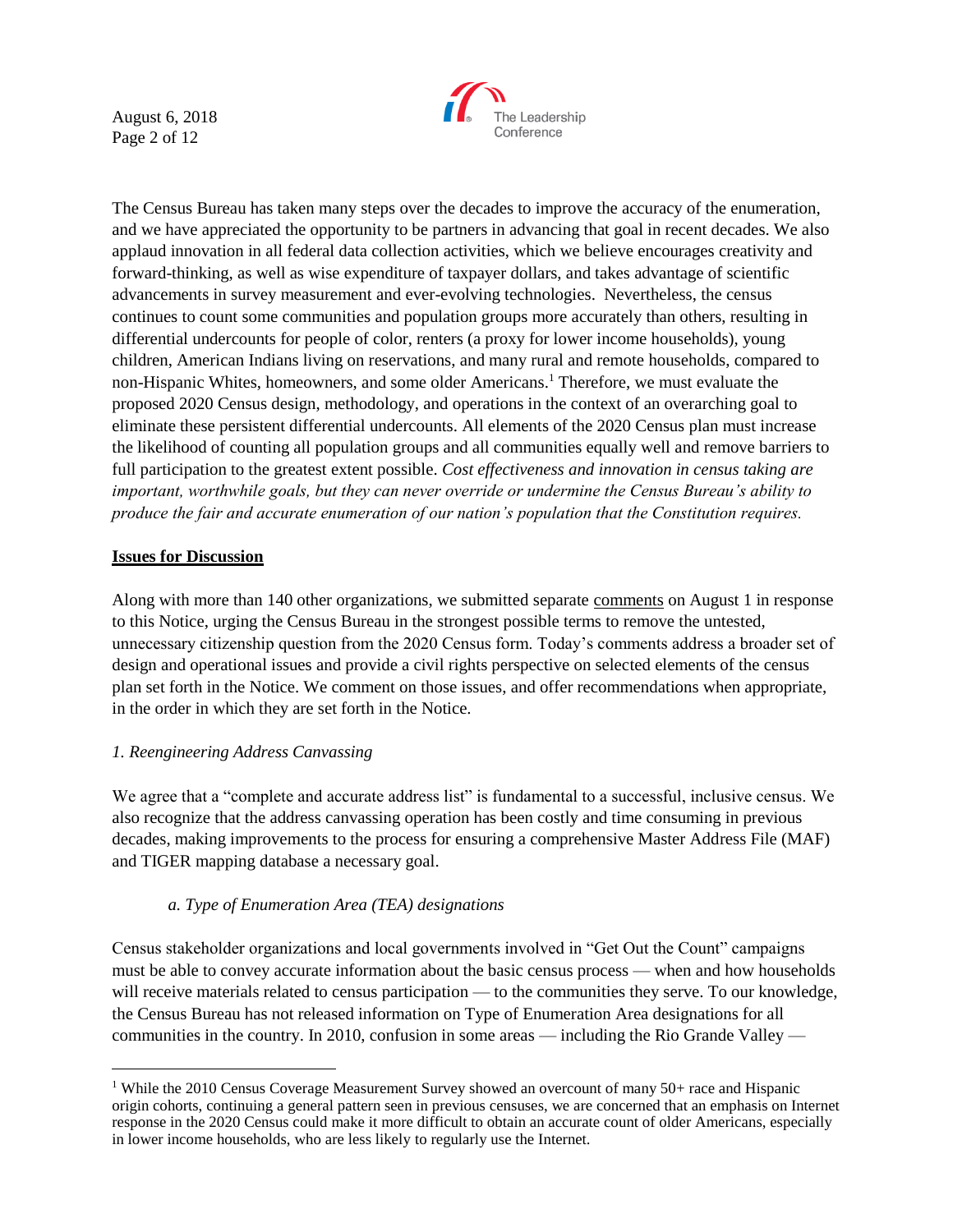The Census Bureau has taken many steps over the decades to improve the accuracy of the enumeration, and we have appreciated the opportunity to be partners in advancing that goal in recent decades. We also applaud innovation in all federal data collection activities, which we believe encourages creativity and forward-thinking, as well as wise expenditure of taxpayer dollars, and takes advantage of scientific advancements in survey measurement and ever-evolving technologies. Nevertheless, the census continues to count some communities and population groups more accurately than others, resulting in differential undercounts for people of color, renters (a proxy for lower income households), young children, American Indians living on reservations, and many rural and remote households, compared to non-Hispanic Whites, homeowners, and some older Americans.[1] Therefore, we must evaluate the proposed 2020 Census design, methodology, and operations in the context of an overarching goal to eliminate these persistent differential undercounts. All elements of the 2020 Census plan must increase the likelihood of counting all population groups and all communities equally well and remove barriers to full participation to the greatest extent possible. *Cost effectiveness and innovation in census taking are important, worthwhile goals, but they can never override or undermine the Census Bureau's ability to produce the fair and accurate enumeration of our nation's population that the Constitution requires.*

## Issues for Discussion

Along with more than 140 other organizations, we submitted separate comments on August 1 in response to this Notice, urging the Census Bureau in the strongest possible terms to remove the untested, unnecessary citizenship question from the 2020 Census form. Today's comments address a broader set of design and operational issues and provide a civil rights perspective on selected elements of the census plan set forth in the Notice. We comment on those issues, and offer recommendations when appropriate, in the order in which they are set forth in the Notice.

### *1. Reengineering Address Canvassing*

We agree that a "complete and accurate address list" is fundamental to a successful, inclusive census. We also recognize that the address canvassing operation has been costly and time consuming in previous decades, making improvements to the process for ensuring a comprehensive Master Address File (MAF) and TIGER mapping database a necessary goal.

#### *a. Type of Enumeration Area (TEA) designations*

Census stakeholder organizations and local governments involved in "Get Out the Count" campaigns must be able to convey accurate information about the basic census process — when and how households will receive materials related to census participation — to the communities they serve. To our knowledge, the Census Bureau has not released information on Type of Enumeration Area designations for all communities in the country. In 2010, confusion in some areas — including the Rio Grande Valley —

[1] While the 2010 Census Coverage Measurement Survey showed an overcount of many 50+ race and Hispanic origin cohorts, continuing a general pattern seen in previous censuses, we are concerned that an emphasis on Internet response in the 2020 Census could make it more difficult to obtain an accurate count of older Americans, especially in lower income households, who are less likely to regularly use the Internet.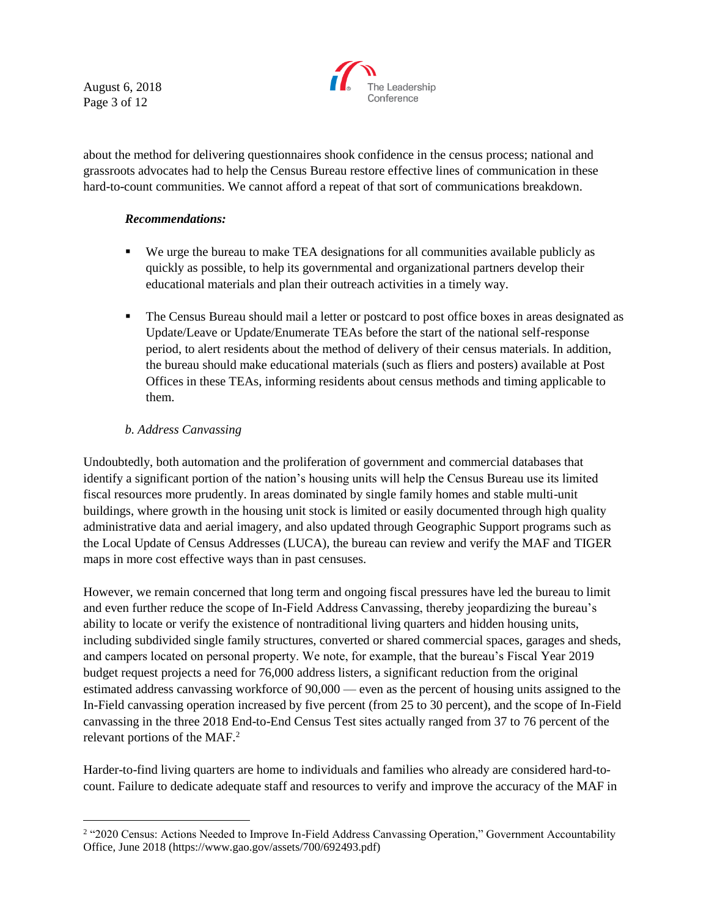about the method for delivering questionnaires shook confidence in the census process; national and grassroots advocates had to help the Census Bureau restore effective lines of communication in these hard-to-count communities. We cannot afford a repeat of that sort of communications breakdown.

***Recommendations:***

- We urge the bureau to make TEA designations for all communities available publicly as quickly as possible, to help its governmental and organizational partners develop their educational materials and plan their outreach activities in a timely way.

- The Census Bureau should mail a letter or postcard to post office boxes in areas designated as Update/Leave or Update/Enumerate TEAs before the start of the national self-response period, to alert residents about the method of delivery of their census materials. In addition, the bureau should make educational materials (such as fliers and posters) available at Post Offices in these TEAs, informing residents about census methods and timing applicable to them.

*b. Address Canvassing*

Undoubtedly, both automation and the proliferation of government and commercial databases that identify a significant portion of the nation's housing units will help the Census Bureau use its limited fiscal resources more prudently. In areas dominated by single family homes and stable multi-unit buildings, where growth in the housing unit stock is limited or easily documented through high quality administrative data and aerial imagery, and also updated through Geographic Support programs such as the Local Update of Census Addresses (LUCA), the bureau can review and verify the MAF and TIGER maps in more cost effective ways than in past censuses.

However, we remain concerned that long term and ongoing fiscal pressures have led the bureau to limit and even further reduce the scope of In-Field Address Canvassing, thereby jeopardizing the bureau's ability to locate or verify the existence of nontraditional living quarters and hidden housing units, including subdivided single family structures, converted or shared commercial spaces, garages and sheds, and campers located on personal property. We note, for example, that the bureau's Fiscal Year 2019 budget request projects a need for 76,000 address listers, a significant reduction from the original estimated address canvassing workforce of 90,000 — even as the percent of housing units assigned to the In-Field canvassing operation increased by five percent (from 25 to 30 percent), and the scope of In-Field canvassing in the three 2018 End-to-End Census Test sites actually ranged from 37 to 76 percent of the relevant portions of the MAF.[2]

Harder-to-find living quarters are home to individuals and families who already are considered hard-to-count. Failure to dedicate adequate staff and resources to verify and improve the accuracy of the MAF in

[2] "2020 Census: Actions Needed to Improve In-Field Address Canvassing Operation," Government Accountability Office, June 2018 (https://www.gao.gov/assets/700/692493.pdf)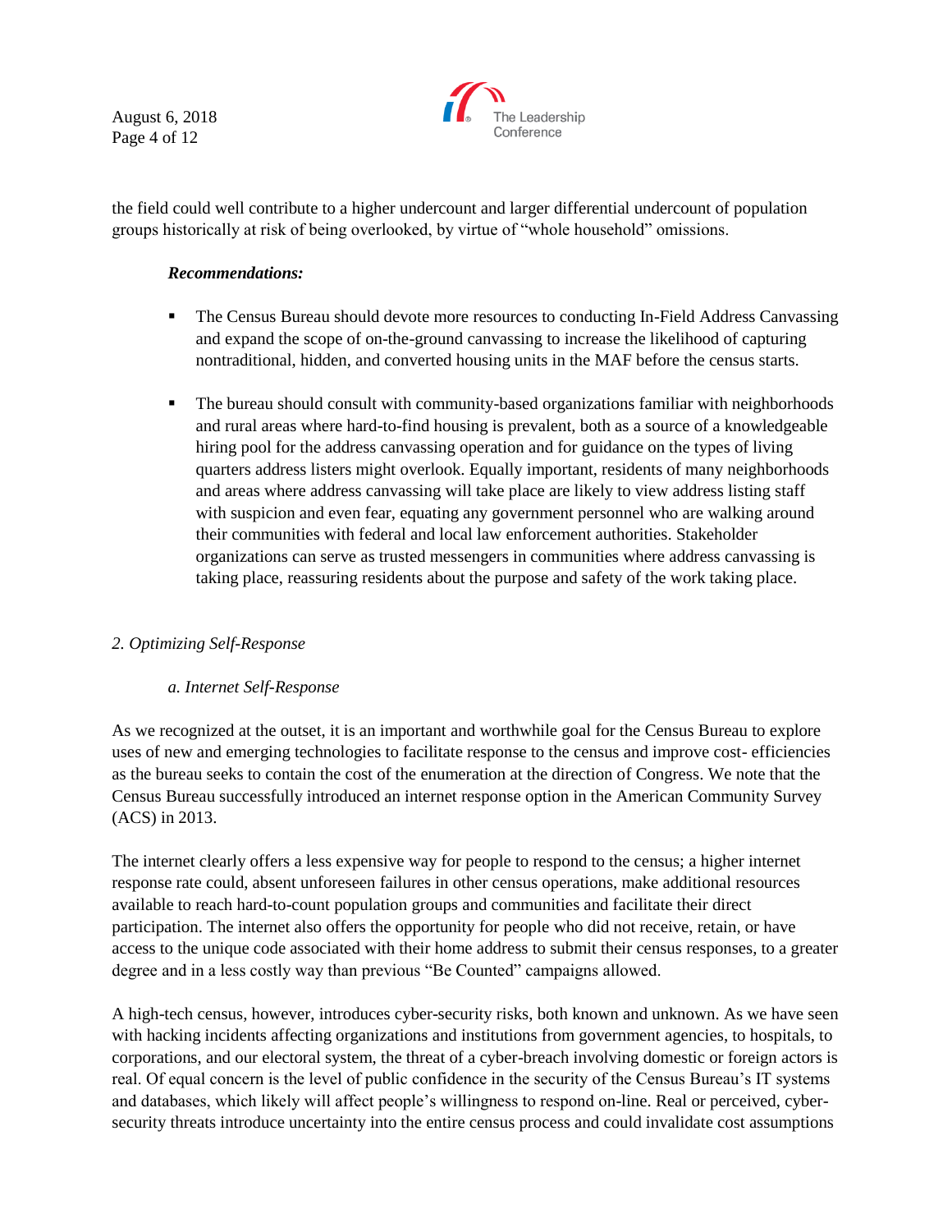the field could well contribute to a higher undercount and larger differential undercount of population groups historically at risk of being overlooked, by virtue of "whole household" omissions.

***Recommendations:***

- The Census Bureau should devote more resources to conducting In-Field Address Canvassing and expand the scope of on-the-ground canvassing to increase the likelihood of capturing nontraditional, hidden, and converted housing units in the MAF before the census starts.
- The bureau should consult with community-based organizations familiar with neighborhoods and rural areas where hard-to-find housing is prevalent, both as a source of a knowledgeable hiring pool for the address canvassing operation and for guidance on the types of living quarters address listers might overlook. Equally important, residents of many neighborhoods and areas where address canvassing will take place are likely to view address listing staff with suspicion and even fear, equating any government personnel who are walking around their communities with federal and local law enforcement authorities. Stakeholder organizations can serve as trusted messengers in communities where address canvassing is taking place, reassuring residents about the purpose and safety of the work taking place.

*2. Optimizing Self-Response*

*a. Internet Self-Response*

As we recognized at the outset, it is an important and worthwhile goal for the Census Bureau to explore uses of new and emerging technologies to facilitate response to the census and improve cost- efficiencies as the bureau seeks to contain the cost of the enumeration at the direction of Congress. We note that the Census Bureau successfully introduced an internet response option in the American Community Survey (ACS) in 2013.

The internet clearly offers a less expensive way for people to respond to the census; a higher internet response rate could, absent unforeseen failures in other census operations, make additional resources available to reach hard-to-count population groups and communities and facilitate their direct participation. The internet also offers the opportunity for people who did not receive, retain, or have access to the unique code associated with their home address to submit their census responses, to a greater degree and in a less costly way than previous "Be Counted" campaigns allowed.

A high-tech census, however, introduces cyber-security risks, both known and unknown. As we have seen with hacking incidents affecting organizations and institutions from government agencies, to hospitals, to corporations, and our electoral system, the threat of a cyber-breach involving domestic or foreign actors is real. Of equal concern is the level of public confidence in the security of the Census Bureau's IT systems and databases, which likely will affect people's willingness to respond on-line. Real or perceived, cyber-security threats introduce uncertainty into the entire census process and could invalidate cost assumptions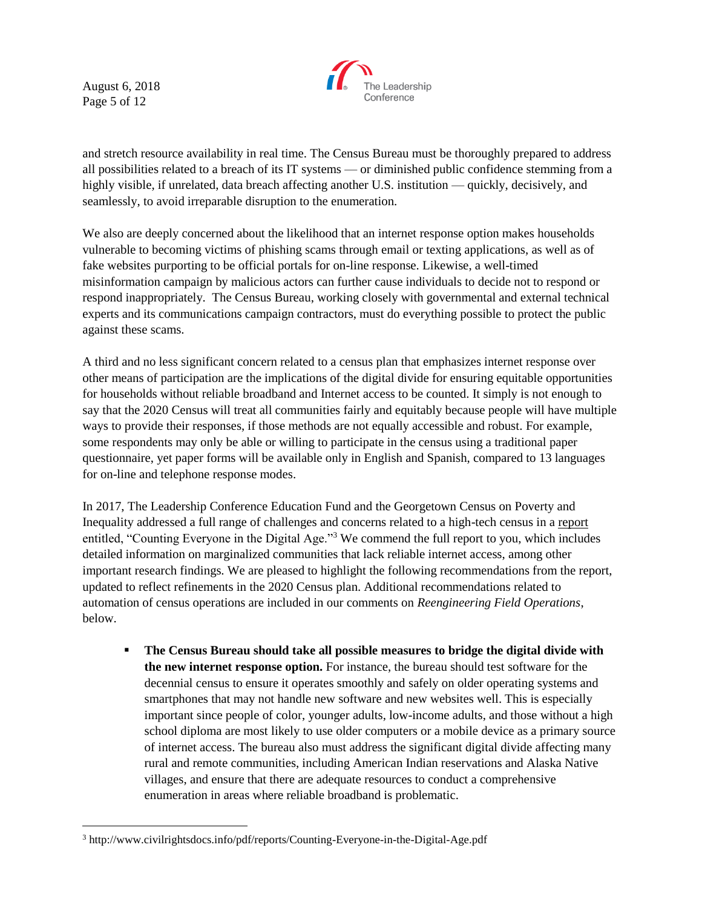and stretch resource availability in real time. The Census Bureau must be thoroughly prepared to address all possibilities related to a breach of its IT systems — or diminished public confidence stemming from a highly visible, if unrelated, data breach affecting another U.S. institution — quickly, decisively, and seamlessly, to avoid irreparable disruption to the enumeration.

We also are deeply concerned about the likelihood that an internet response option makes households vulnerable to becoming victims of phishing scams through email or texting applications, as well as of fake websites purporting to be official portals for on-line response. Likewise, a well-timed misinformation campaign by malicious actors can further cause individuals to decide not to respond or respond inappropriately. The Census Bureau, working closely with governmental and external technical experts and its communications campaign contractors, must do everything possible to protect the public against these scams.

A third and no less significant concern related to a census plan that emphasizes internet response over other means of participation are the implications of the digital divide for ensuring equitable opportunities for households without reliable broadband and Internet access to be counted. It simply is not enough to say that the 2020 Census will treat all communities fairly and equitably because people will have multiple ways to provide their responses, if those methods are not equally accessible and robust. For example, some respondents may only be able or willing to participate in the census using a traditional paper questionnaire, yet paper forms will be available only in English and Spanish, compared to 13 languages for on-line and telephone response modes.

In 2017, The Leadership Conference Education Fund and the Georgetown Census on Poverty and Inequality addressed a full range of challenges and concerns related to a high-tech census in a report entitled, "Counting Everyone in the Digital Age."[3] We commend the full report to you, which includes detailed information on marginalized communities that lack reliable internet access, among other important research findings. We are pleased to highlight the following recommendations from the report, updated to reflect refinements in the 2020 Census plan. Additional recommendations related to automation of census operations are included in our comments on *Reengineering Field Operations*, below.

- **The Census Bureau should take all possible measures to bridge the digital divide with the new internet response option.** For instance, the bureau should test software for the decennial census to ensure it operates smoothly and safely on older operating systems and smartphones that may not handle new software and new websites well. This is especially important since people of color, younger adults, low-income adults, and those without a high school diploma are most likely to use older computers or a mobile device as a primary source of internet access. The bureau also must address the significant digital divide affecting many rural and remote communities, including American Indian reservations and Alaska Native villages, and ensure that there are adequate resources to conduct a comprehensive enumeration in areas where reliable broadband is problematic.

---

[3] http://www.civilrightsdocs.info/pdf/reports/Counting-Everyone-in-the-Digital-Age.pdf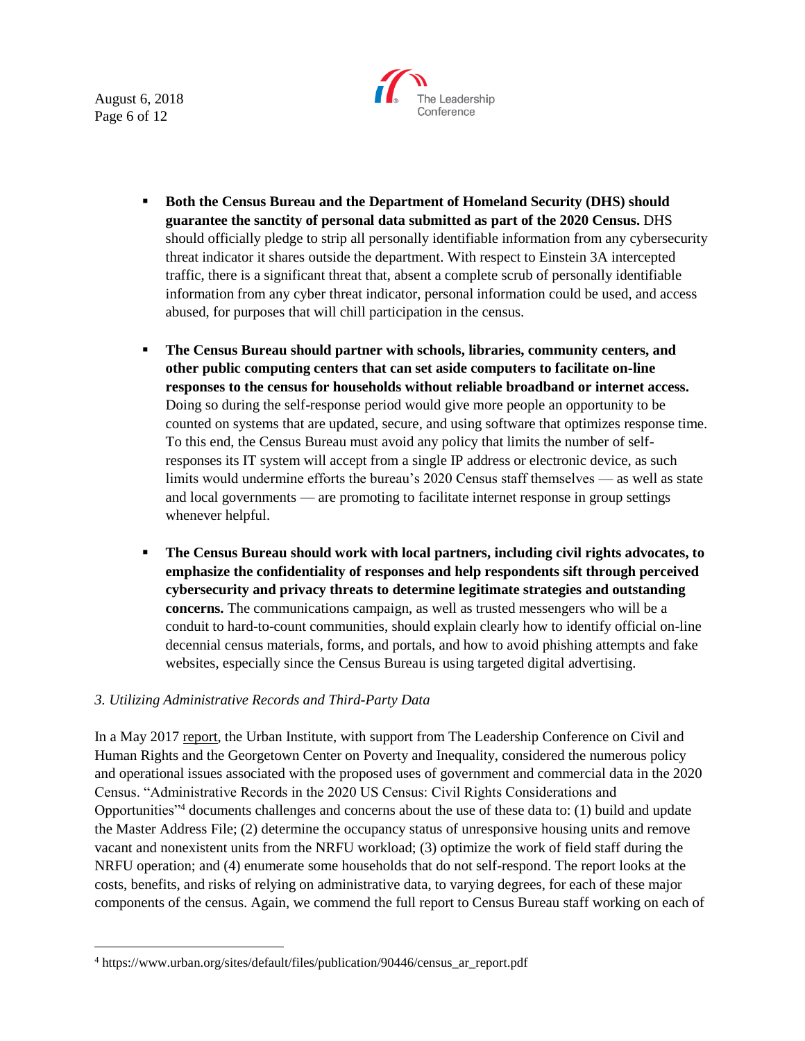- **Both the Census Bureau and the Department of Homeland Security (DHS) should guarantee the sanctity of personal data submitted as part of the 2020 Census.** DHS should officially pledge to strip all personally identifiable information from any cybersecurity threat indicator it shares outside the department. With respect to Einstein 3A intercepted traffic, there is a significant threat that, absent a complete scrub of personally identifiable information from any cyber threat indicator, personal information could be used, and access abused, for purposes that will chill participation in the census.

- **The Census Bureau should partner with schools, libraries, community centers, and other public computing centers that can set aside computers to facilitate on-line responses to the census for households without reliable broadband or internet access.** Doing so during the self-response period would give more people an opportunity to be counted on systems that are updated, secure, and using software that optimizes response time. To this end, the Census Bureau must avoid any policy that limits the number of self-responses its IT system will accept from a single IP address or electronic device, as such limits would undermine efforts the bureau's 2020 Census staff themselves — as well as state and local governments — are promoting to facilitate internet response in group settings whenever helpful.

- **The Census Bureau should work with local partners, including civil rights advocates, to emphasize the confidentiality of responses and help respondents sift through perceived cybersecurity and privacy threats to determine legitimate strategies and outstanding concerns.** The communications campaign, as well as trusted messengers who will be a conduit to hard-to-count communities, should explain clearly how to identify official on-line decennial census materials, forms, and portals, and how to avoid phishing attempts and fake websites, especially since the Census Bureau is using targeted digital advertising.

*3. Utilizing Administrative Records and Third-Party Data*

In a May 2017 report, the Urban Institute, with support from The Leadership Conference on Civil and Human Rights and the Georgetown Center on Poverty and Inequality, considered the numerous policy and operational issues associated with the proposed uses of government and commercial data in the 2020 Census. "Administrative Records in the 2020 US Census: Civil Rights Considerations and Opportunities"[4] documents challenges and concerns about the use of these data to: (1) build and update the Master Address File; (2) determine the occupancy status of unresponsive housing units and remove vacant and nonexistent units from the NRFU workload; (3) optimize the work of field staff during the NRFU operation; and (4) enumerate some households that do not self-respond. The report looks at the costs, benefits, and risks of relying on administrative data, to varying degrees, for each of these major components of the census. Again, we commend the full report to Census Bureau staff working on each of

[4] https://www.urban.org/sites/default/files/publication/90446/census_ar_report.pdf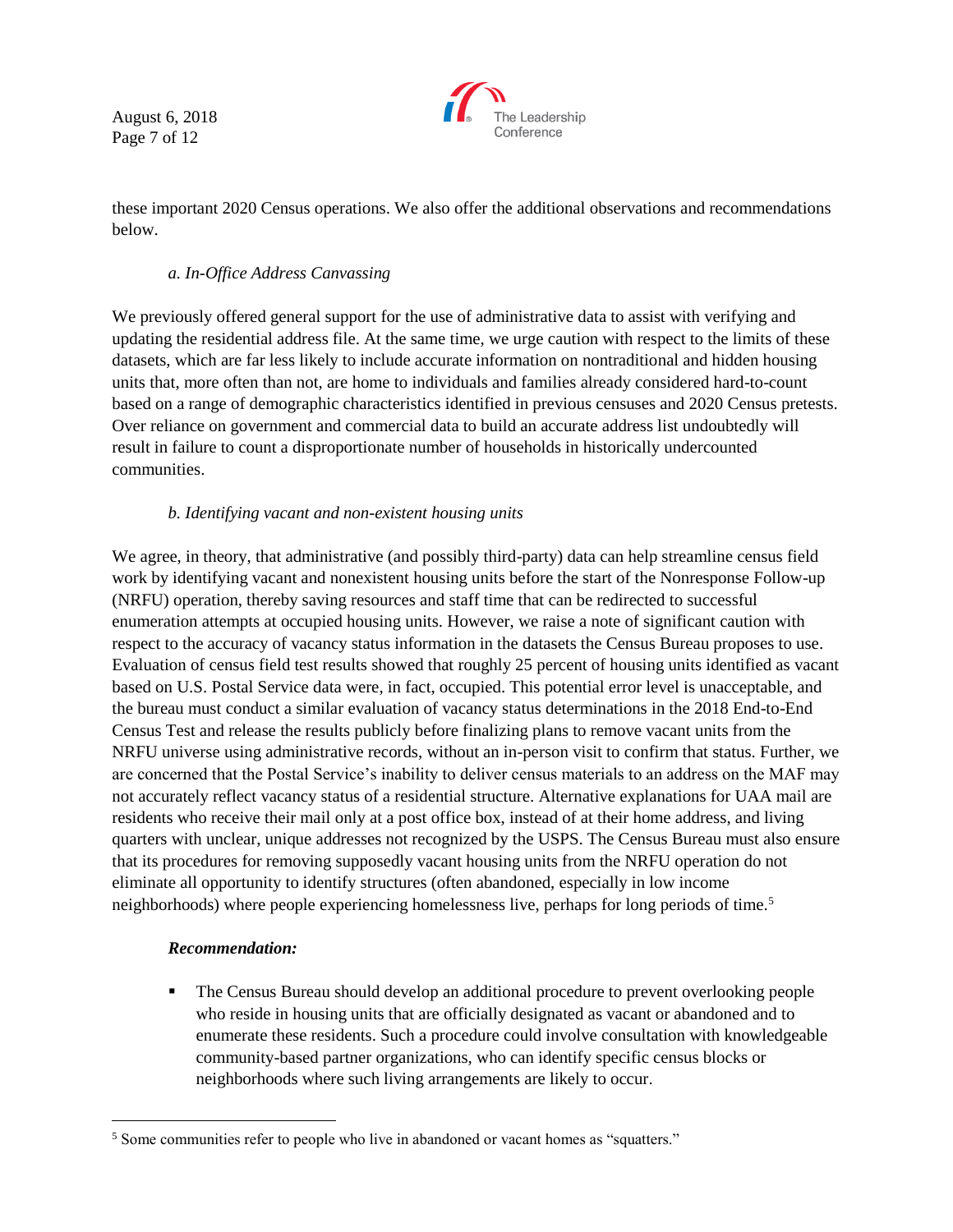these important 2020 Census operations. We also offer the additional observations and recommendations below.

*a. In-Office Address Canvassing*

We previously offered general support for the use of administrative data to assist with verifying and updating the residential address file. At the same time, we urge caution with respect to the limits of these datasets, which are far less likely to include accurate information on nontraditional and hidden housing units that, more often than not, are home to individuals and families already considered hard-to-count based on a range of demographic characteristics identified in previous censuses and 2020 Census pretests. Over reliance on government and commercial data to build an accurate address list undoubtedly will result in failure to count a disproportionate number of households in historically undercounted communities.

*b. Identifying vacant and non-existent housing units*

We agree, in theory, that administrative (and possibly third-party) data can help streamline census field work by identifying vacant and nonexistent housing units before the start of the Nonresponse Follow-up (NRFU) operation, thereby saving resources and staff time that can be redirected to successful enumeration attempts at occupied housing units. However, we raise a note of significant caution with respect to the accuracy of vacancy status information in the datasets the Census Bureau proposes to use. Evaluation of census field test results showed that roughly 25 percent of housing units identified as vacant based on U.S. Postal Service data were, in fact, occupied. This potential error level is unacceptable, and the bureau must conduct a similar evaluation of vacancy status determinations in the 2018 End-to-End Census Test and release the results publicly before finalizing plans to remove vacant units from the NRFU universe using administrative records, without an in-person visit to confirm that status. Further, we are concerned that the Postal Service's inability to deliver census materials to an address on the MAF may not accurately reflect vacancy status of a residential structure. Alternative explanations for UAA mail are residents who receive their mail only at a post office box, instead of at their home address, and living quarters with unclear, unique addresses not recognized by the USPS. The Census Bureau must also ensure that its procedures for removing supposedly vacant housing units from the NRFU operation do not eliminate all opportunity to identify structures (often abandoned, especially in low income neighborhoods) where people experiencing homelessness live, perhaps for long periods of time.[5]

***Recommendation:***

- The Census Bureau should develop an additional procedure to prevent overlooking people who reside in housing units that are officially designated as vacant or abandoned and to enumerate these residents. Such a procedure could involve consultation with knowledgeable community-based partner organizations, who can identify specific census blocks or neighborhoods where such living arrangements are likely to occur.

[5] Some communities refer to people who live in abandoned or vacant homes as "squatters."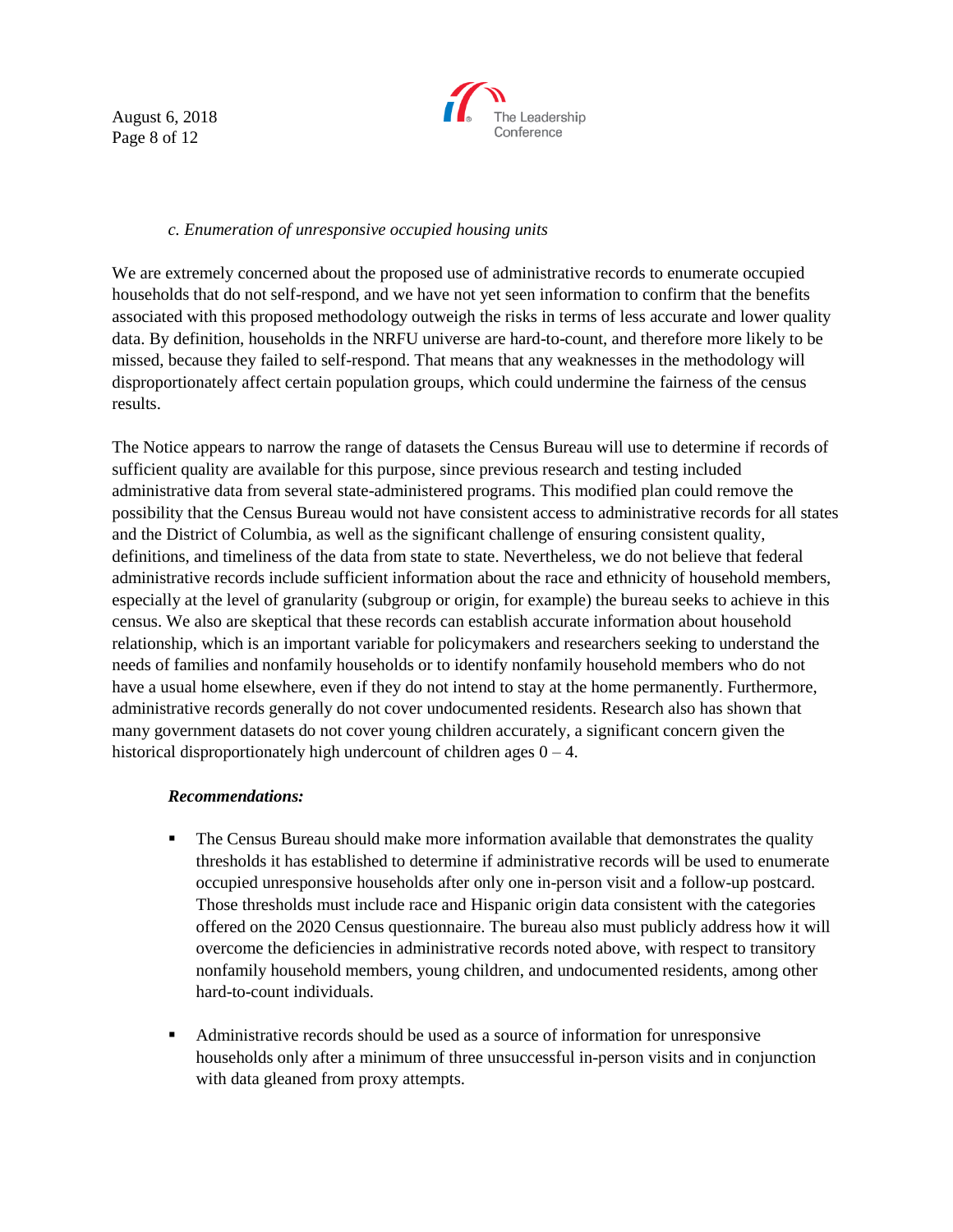*c. Enumeration of unresponsive occupied housing units*

We are extremely concerned about the proposed use of administrative records to enumerate occupied households that do not self-respond, and we have not yet seen information to confirm that the benefits associated with this proposed methodology outweigh the risks in terms of less accurate and lower quality data. By definition, households in the NRFU universe are hard-to-count, and therefore more likely to be missed, because they failed to self-respond. That means that any weaknesses in the methodology will disproportionately affect certain population groups, which could undermine the fairness of the census results.

The Notice appears to narrow the range of datasets the Census Bureau will use to determine if records of sufficient quality are available for this purpose, since previous research and testing included administrative data from several state-administered programs. This modified plan could remove the possibility that the Census Bureau would not have consistent access to administrative records for all states and the District of Columbia, as well as the significant challenge of ensuring consistent quality, definitions, and timeliness of the data from state to state. Nevertheless, we do not believe that federal administrative records include sufficient information about the race and ethnicity of household members, especially at the level of granularity (subgroup or origin, for example) the bureau seeks to achieve in this census. We also are skeptical that these records can establish accurate information about household relationship, which is an important variable for policymakers and researchers seeking to understand the needs of families and nonfamily households or to identify nonfamily household members who do not have a usual home elsewhere, even if they do not intend to stay at the home permanently. Furthermore, administrative records generally do not cover undocumented residents. Research also has shown that many government datasets do not cover young children accurately, a significant concern given the historical disproportionately high undercount of children ages 0 – 4.

***Recommendations:***

- The Census Bureau should make more information available that demonstrates the quality thresholds it has established to determine if administrative records will be used to enumerate occupied unresponsive households after only one in-person visit and a follow-up postcard. Those thresholds must include race and Hispanic origin data consistent with the categories offered on the 2020 Census questionnaire. The bureau also must publicly address how it will overcome the deficiencies in administrative records noted above, with respect to transitory nonfamily household members, young children, and undocumented residents, among other hard-to-count individuals.

- Administrative records should be used as a source of information for unresponsive households only after a minimum of three unsuccessful in-person visits and in conjunction with data gleaned from proxy attempts.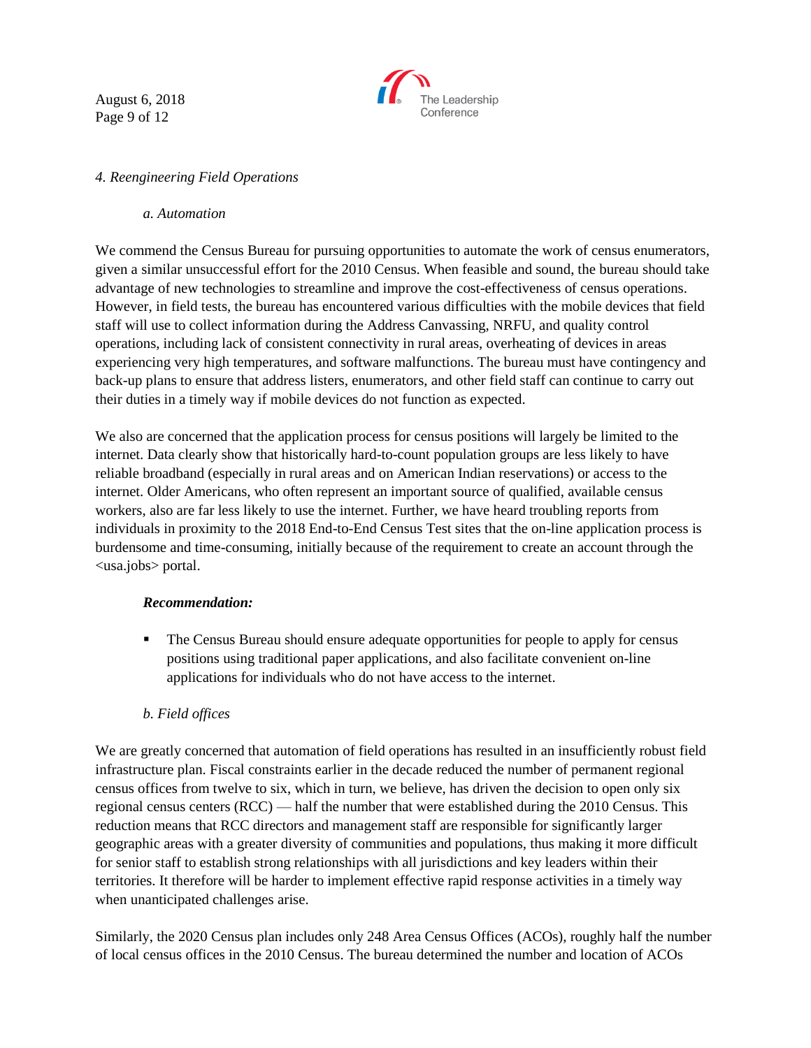*4. Reengineering Field Operations*

*a. Automation*

We commend the Census Bureau for pursuing opportunities to automate the work of census enumerators, given a similar unsuccessful effort for the 2010 Census. When feasible and sound, the bureau should take advantage of new technologies to streamline and improve the cost-effectiveness of census operations. However, in field tests, the bureau has encountered various difficulties with the mobile devices that field staff will use to collect information during the Address Canvassing, NRFU, and quality control operations, including lack of consistent connectivity in rural areas, overheating of devices in areas experiencing very high temperatures, and software malfunctions. The bureau must have contingency and back-up plans to ensure that address listers, enumerators, and other field staff can continue to carry out their duties in a timely way if mobile devices do not function as expected.

We also are concerned that the application process for census positions will largely be limited to the internet. Data clearly show that historically hard-to-count population groups are less likely to have reliable broadband (especially in rural areas and on American Indian reservations) or access to the internet. Older Americans, who often represent an important source of qualified, available census workers, also are far less likely to use the internet. Further, we have heard troubling reports from individuals in proximity to the 2018 End-to-End Census Test sites that the on-line application process is burdensome and time-consuming, initially because of the requirement to create an account through the <usa.jobs> portal.

***Recommendation:***

- The Census Bureau should ensure adequate opportunities for people to apply for census positions using traditional paper applications, and also facilitate convenient on-line applications for individuals who do not have access to the internet.

*b. Field offices*

We are greatly concerned that automation of field operations has resulted in an insufficiently robust field infrastructure plan. Fiscal constraints earlier in the decade reduced the number of permanent regional census offices from twelve to six, which in turn, we believe, has driven the decision to open only six regional census centers (RCC) — half the number that were established during the 2010 Census. This reduction means that RCC directors and management staff are responsible for significantly larger geographic areas with a greater diversity of communities and populations, thus making it more difficult for senior staff to establish strong relationships with all jurisdictions and key leaders within their territories. It therefore will be harder to implement effective rapid response activities in a timely way when unanticipated challenges arise.

Similarly, the 2020 Census plan includes only 248 Area Census Offices (ACOs), roughly half the number of local census offices in the 2010 Census. The bureau determined the number and location of ACOs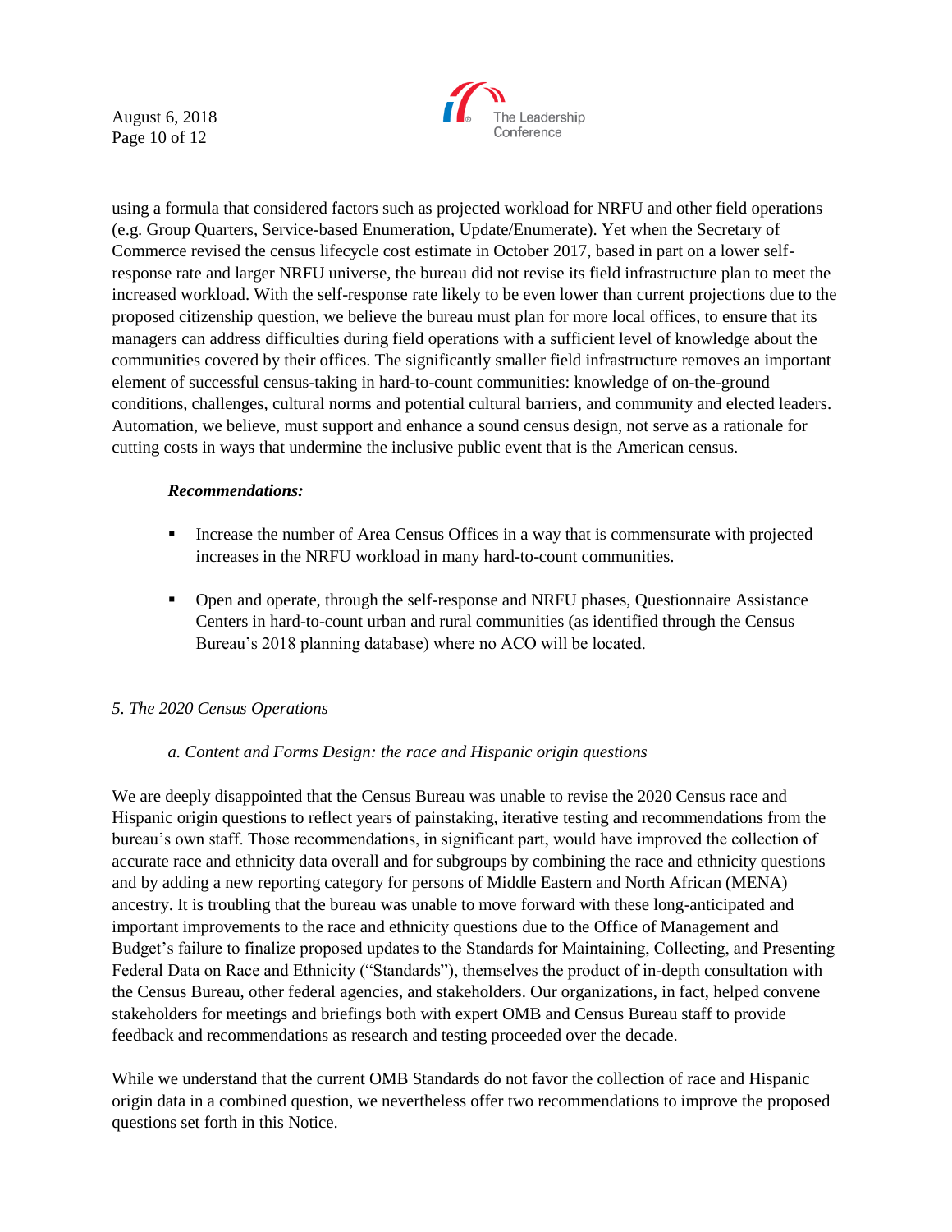using a formula that considered factors such as projected workload for NRFU and other field operations (e.g. Group Quarters, Service-based Enumeration, Update/Enumerate). Yet when the Secretary of Commerce revised the census lifecycle cost estimate in October 2017, based in part on a lower self-response rate and larger NRFU universe, the bureau did not revise its field infrastructure plan to meet the increased workload. With the self-response rate likely to be even lower than current projections due to the proposed citizenship question, we believe the bureau must plan for more local offices, to ensure that its managers can address difficulties during field operations with a sufficient level of knowledge about the communities covered by their offices. The significantly smaller field infrastructure removes an important element of successful census-taking in hard-to-count communities: knowledge of on-the-ground conditions, challenges, cultural norms and potential cultural barriers, and community and elected leaders. Automation, we believe, must support and enhance a sound census design, not serve as a rationale for cutting costs in ways that undermine the inclusive public event that is the American census.

***Recommendations:***

- Increase the number of Area Census Offices in a way that is commensurate with projected increases in the NRFU workload in many hard-to-count communities.
- Open and operate, through the self-response and NRFU phases, Questionnaire Assistance Centers in hard-to-count urban and rural communities (as identified through the Census Bureau's 2018 planning database) where no ACO will be located.

*5. The 2020 Census Operations*

*a. Content and Forms Design: the race and Hispanic origin questions*

We are deeply disappointed that the Census Bureau was unable to revise the 2020 Census race and Hispanic origin questions to reflect years of painstaking, iterative testing and recommendations from the bureau's own staff. Those recommendations, in significant part, would have improved the collection of accurate race and ethnicity data overall and for subgroups by combining the race and ethnicity questions and by adding a new reporting category for persons of Middle Eastern and North African (MENA) ancestry. It is troubling that the bureau was unable to move forward with these long-anticipated and important improvements to the race and ethnicity questions due to the Office of Management and Budget's failure to finalize proposed updates to the Standards for Maintaining, Collecting, and Presenting Federal Data on Race and Ethnicity ("Standards"), themselves the product of in-depth consultation with the Census Bureau, other federal agencies, and stakeholders. Our organizations, in fact, helped convene stakeholders for meetings and briefings both with expert OMB and Census Bureau staff to provide feedback and recommendations as research and testing proceeded over the decade.

While we understand that the current OMB Standards do not favor the collection of race and Hispanic origin data in a combined question, we nevertheless offer two recommendations to improve the proposed questions set forth in this Notice.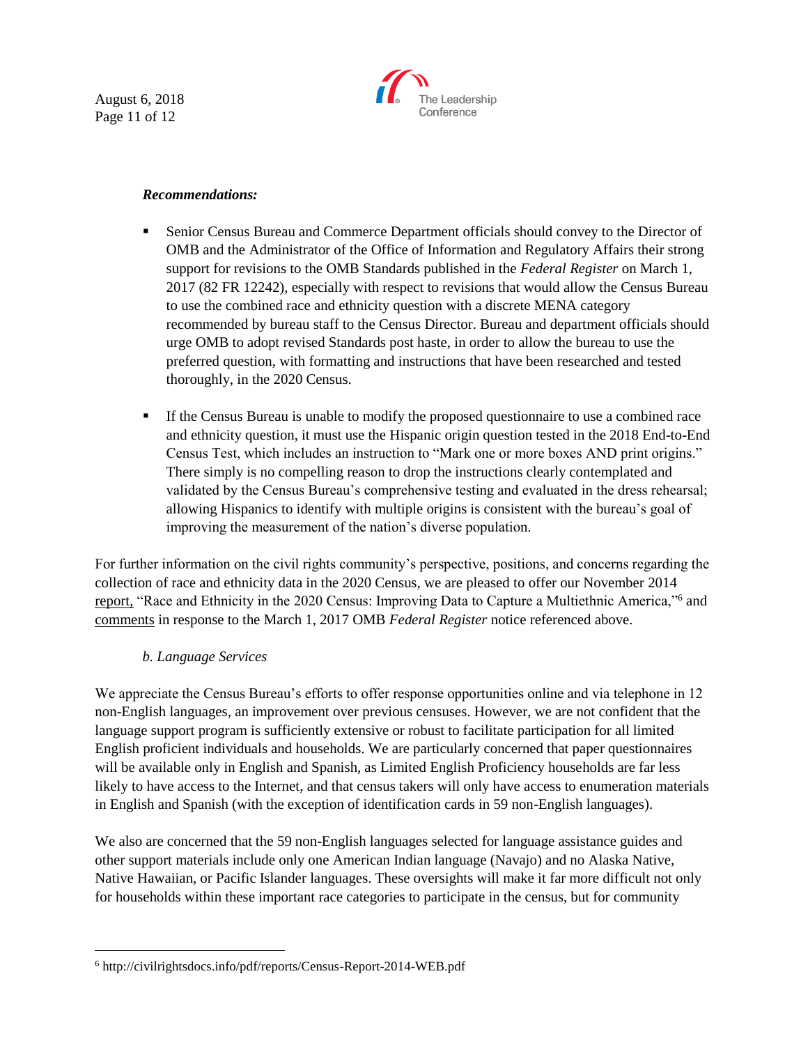***Recommendations:***

- Senior Census Bureau and Commerce Department officials should convey to the Director of OMB and the Administrator of the Office of Information and Regulatory Affairs their strong support for revisions to the OMB Standards published in the *Federal Register* on March 1, 2017 (82 FR 12242), especially with respect to revisions that would allow the Census Bureau to use the combined race and ethnicity question with a discrete MENA category recommended by bureau staff to the Census Director. Bureau and department officials should urge OMB to adopt revised Standards post haste, in order to allow the bureau to use the preferred question, with formatting and instructions that have been researched and tested thoroughly, in the 2020 Census.
- If the Census Bureau is unable to modify the proposed questionnaire to use a combined race and ethnicity question, it must use the Hispanic origin question tested in the 2018 End-to-End Census Test, which includes an instruction to "Mark one or more boxes AND print origins." There simply is no compelling reason to drop the instructions clearly contemplated and validated by the Census Bureau's comprehensive testing and evaluated in the dress rehearsal; allowing Hispanics to identify with multiple origins is consistent with the bureau's goal of improving the measurement of the nation's diverse population.

For further information on the civil rights community's perspective, positions, and concerns regarding the collection of race and ethnicity data in the 2020 Census, we are pleased to offer our November 2014 report, "Race and Ethnicity in the 2020 Census: Improving Data to Capture a Multiethnic America,"[6] and comments in response to the March 1, 2017 OMB *Federal Register* notice referenced above.

*b. Language Services*

We appreciate the Census Bureau's efforts to offer response opportunities online and via telephone in 12 non-English languages, an improvement over previous censuses. However, we are not confident that the language support program is sufficiently extensive or robust to facilitate participation for all limited English proficient individuals and households. We are particularly concerned that paper questionnaires will be available only in English and Spanish, as Limited English Proficiency households are far less likely to have access to the Internet, and that census takers will only have access to enumeration materials in English and Spanish (with the exception of identification cards in 59 non-English languages).

We also are concerned that the 59 non-English languages selected for language assistance guides and other support materials include only one American Indian language (Navajo) and no Alaska Native, Native Hawaiian, or Pacific Islander languages. These oversights will make it far more difficult not only for households within these important race categories to participate in the census, but for community

---

[6] http://civilrightsdocs.info/pdf/reports/Census-Report-2014-WEB.pdf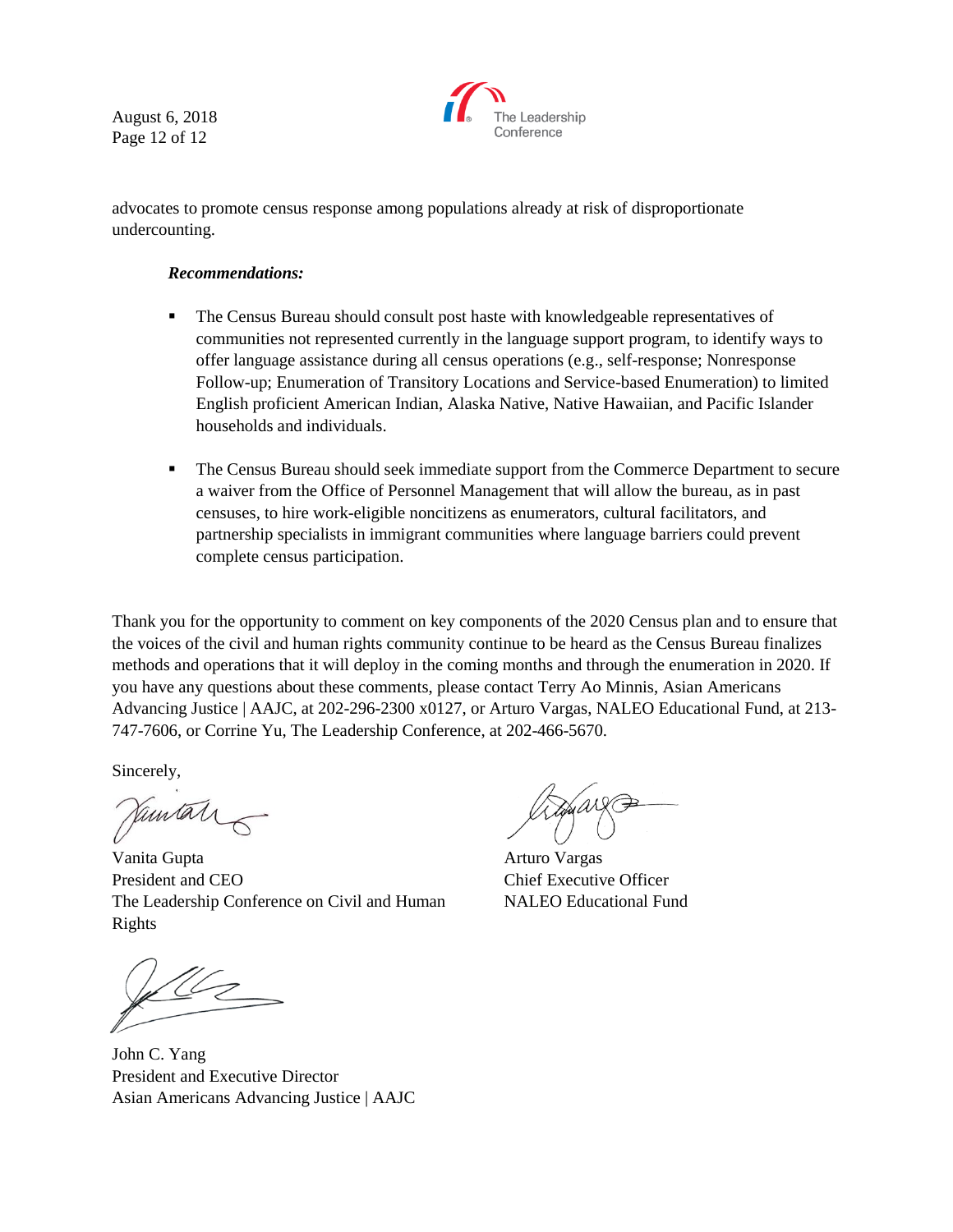advocates to promote census response among populations already at risk of disproportionate undercounting.

***Recommendations:***

- The Census Bureau should consult post haste with knowledgeable representatives of communities not represented currently in the language support program, to identify ways to offer language assistance during all census operations (e.g., self-response; Nonresponse Follow-up; Enumeration of Transitory Locations and Service-based Enumeration) to limited English proficient American Indian, Alaska Native, Native Hawaiian, and Pacific Islander households and individuals.

- The Census Bureau should seek immediate support from the Commerce Department to secure a waiver from the Office of Personnel Management that will allow the bureau, as in past censuses, to hire work-eligible noncitizens as enumerators, cultural facilitators, and partnership specialists in immigrant communities where language barriers could prevent complete census participation.

Thank you for the opportunity to comment on key components of the 2020 Census plan and to ensure that the voices of the civil and human rights community continue to be heard as the Census Bureau finalizes methods and operations that it will deploy in the coming months and through the enumeration in 2020. If you have any questions about these comments, please contact Terry Ao Minnis, Asian Americans Advancing Justice | AAJC, at 202-296-2300 x0127, or Arturo Vargas, NALEO Educational Fund, at 213-747-7606, or Corrine Yu, The Leadership Conference, at 202-466-5670.

Sincerely,

Vanita Gupta
President and CEO
The Leadership Conference on Civil and Human Rights

Arturo Vargas
Chief Executive Officer
NALEO Educational Fund

John C. Yang
President and Executive Director
Asian Americans Advancing Justice | AAJC